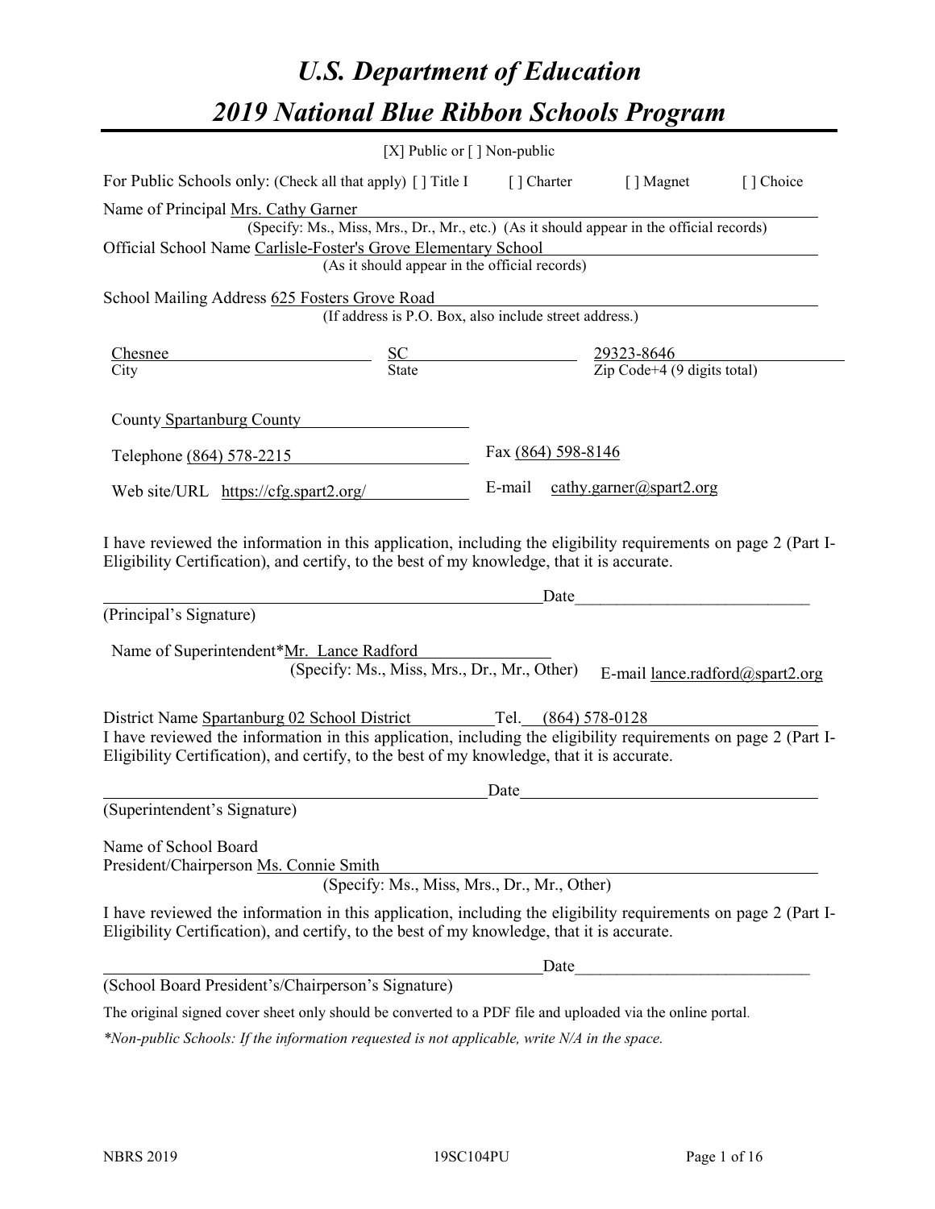# U.S. Department of Education

# 2019 National Blue Ribbon Schools Program

[X] Public or [ ] Non-public

For Public Schools only: (Check all that apply) [ ] Title I [ ] Charter [ ] Magnet [ ] Choice

Name of Principal Mrs. Cathy Garner
(Specify: Ms., Miss, Mrs., Dr., Mr., etc.) (As it should appear in the official records)

Official School Name Carlisle-Foster's Grove Elementary School
(As it should appear in the official records)

School Mailing Address 625 Fosters Grove Road
(If address is P.O. Box, also include street address.)

| Chesnee | SC | 29323-8646 |
|---|---|---|
| City | State | Zip Code+4 (9 digits total) |

County Spartanburg County

Telephone (864) 578-2215 Fax (864) 598-8146

Web site/URL https://cfg.spart2.org/ E-mail cathy.garner@spart2.org

I have reviewed the information in this application, including the eligibility requirements on page 2 (Part I-Eligibility Certification), and certify, to the best of my knowledge, that it is accurate.

_______________________________________________ Date___________________________

(Principal's Signature)

Name of Superintendent*Mr. Lance Radford
(Specify: Ms., Miss, Mrs., Dr., Mr., Other) E-mail lance.radford@spart2.org

District Name Spartanburg 02 School District Tel. (864) 578-0128

I have reviewed the information in this application, including the eligibility requirements on page 2 (Part I-Eligibility Certification), and certify, to the best of my knowledge, that it is accurate.

_______________________________________________ Date___________________________

(Superintendent's Signature)

Name of School Board
President/Chairperson Ms. Connie Smith
(Specify: Ms., Miss, Mrs., Dr., Mr., Other)

I have reviewed the information in this application, including the eligibility requirements on page 2 (Part I-Eligibility Certification), and certify, to the best of my knowledge, that it is accurate.

_______________________________________________ Date___________________________

(School Board President's/Chairperson's Signature)

The original signed cover sheet only should be converted to a PDF file and uploaded via the online portal.

*\*Non-public Schools: If the information requested is not applicable, write N/A in the space.*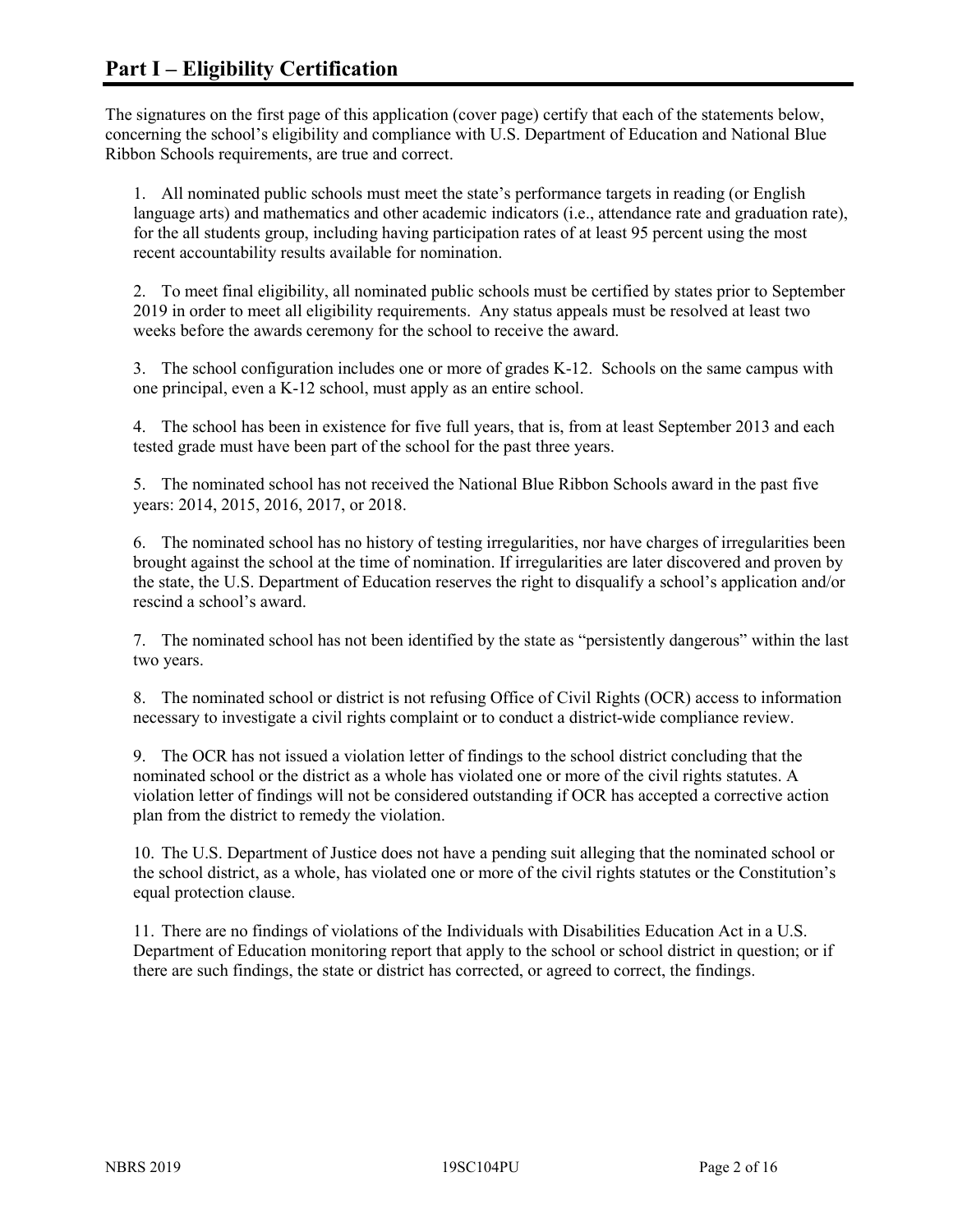# Part I – Eligibility Certification

The signatures on the first page of this application (cover page) certify that each of the statements below, concerning the school's eligibility and compliance with U.S. Department of Education and National Blue Ribbon Schools requirements, are true and correct.

1. All nominated public schools must meet the state's performance targets in reading (or English language arts) and mathematics and other academic indicators (i.e., attendance rate and graduation rate), for the all students group, including having participation rates of at least 95 percent using the most recent accountability results available for nomination.

2. To meet final eligibility, all nominated public schools must be certified by states prior to September 2019 in order to meet all eligibility requirements. Any status appeals must be resolved at least two weeks before the awards ceremony for the school to receive the award.

3. The school configuration includes one or more of grades K-12. Schools on the same campus with one principal, even a K-12 school, must apply as an entire school.

4. The school has been in existence for five full years, that is, from at least September 2013 and each tested grade must have been part of the school for the past three years.

5. The nominated school has not received the National Blue Ribbon Schools award in the past five years: 2014, 2015, 2016, 2017, or 2018.

6. The nominated school has no history of testing irregularities, nor have charges of irregularities been brought against the school at the time of nomination. If irregularities are later discovered and proven by the state, the U.S. Department of Education reserves the right to disqualify a school's application and/or rescind a school's award.

7. The nominated school has not been identified by the state as "persistently dangerous" within the last two years.

8. The nominated school or district is not refusing Office of Civil Rights (OCR) access to information necessary to investigate a civil rights complaint or to conduct a district-wide compliance review.

9. The OCR has not issued a violation letter of findings to the school district concluding that the nominated school or the district as a whole has violated one or more of the civil rights statutes. A violation letter of findings will not be considered outstanding if OCR has accepted a corrective action plan from the district to remedy the violation.

10. The U.S. Department of Justice does not have a pending suit alleging that the nominated school or the school district, as a whole, has violated one or more of the civil rights statutes or the Constitution's equal protection clause.

11. There are no findings of violations of the Individuals with Disabilities Education Act in a U.S. Department of Education monitoring report that apply to the school or school district in question; or if there are such findings, the state or district has corrected, or agreed to correct, the findings.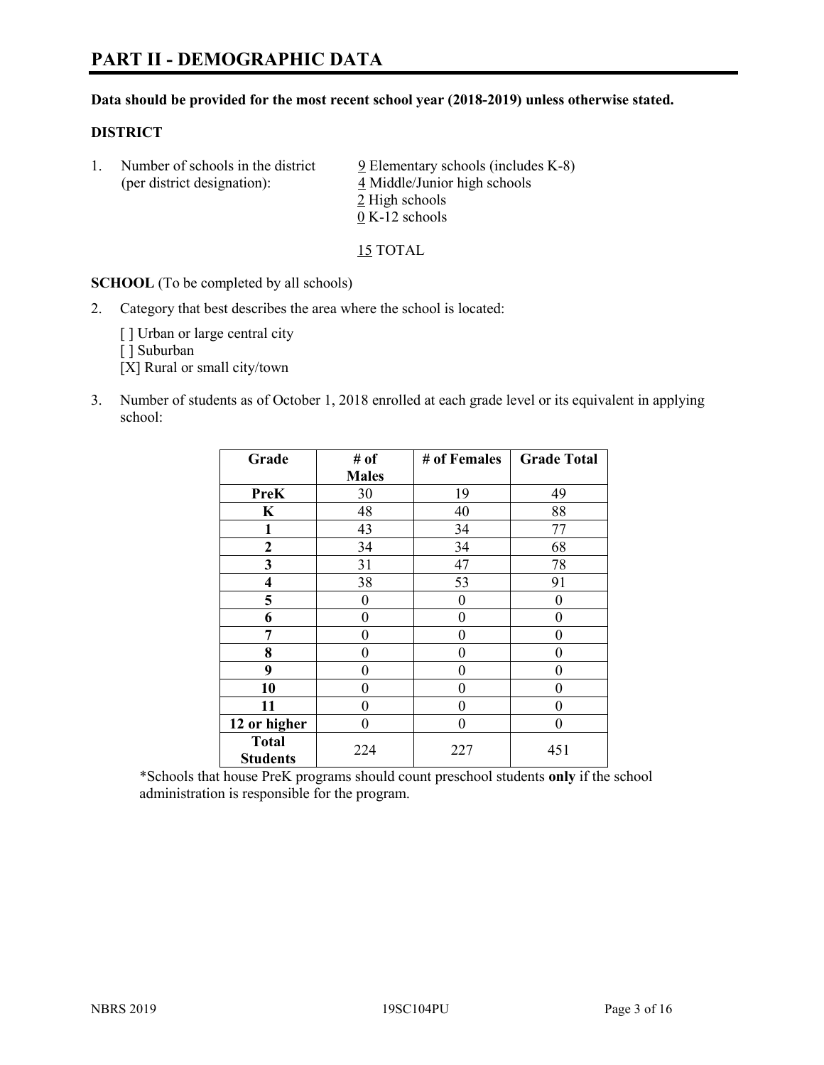# PART II - DEMOGRAPHIC DATA

**Data should be provided for the most recent school year (2018-2019) unless otherwise stated.**

**DISTRICT**

1. Number of schools in the district (per district designation):
   9 Elementary schools (includes K-8)
   4 Middle/Junior high schools
   2 High schools
   0 K-12 schools

   15 TOTAL

**SCHOOL** (To be completed by all schools)

2. Category that best describes the area where the school is located:

   [ ] Urban or large central city
   [ ] Suburban
   [X] Rural or small city/town

3. Number of students as of October 1, 2018 enrolled at each grade level or its equivalent in applying school:

| Grade | # of Males | # of Females | Grade Total |
|---|---|---|---|
| **PreK** | 30 | 19 | 49 |
| **K** | 48 | 40 | 88 |
| **1** | 43 | 34 | 77 |
| **2** | 34 | 34 | 68 |
| **3** | 31 | 47 | 78 |
| **4** | 38 | 53 | 91 |
| **5** | 0 | 0 | 0 |
| **6** | 0 | 0 | 0 |
| **7** | 0 | 0 | 0 |
| **8** | 0 | 0 | 0 |
| **9** | 0 | 0 | 0 |
| **10** | 0 | 0 | 0 |
| **11** | 0 | 0 | 0 |
| **12 or higher** | 0 | 0 | 0 |
| **Total Students** | 224 | 227 | 451 |

*Schools that house PreK programs should count preschool students **only** if the school administration is responsible for the program.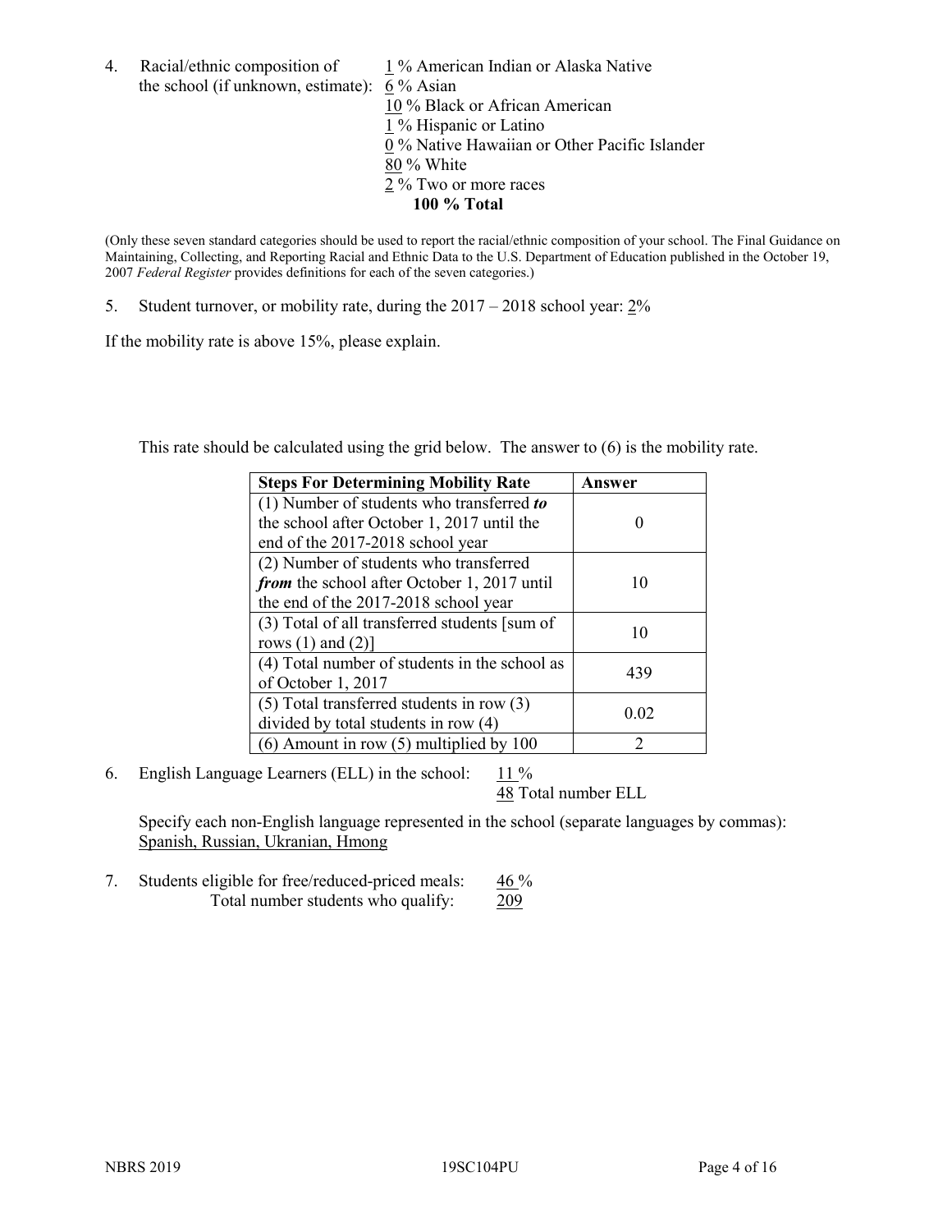4. Racial/ethnic composition of the school (if unknown, estimate):
   1 % American Indian or Alaska Native
   6 % Asian
   10 % Black or African American
   1 % Hispanic or Latino
   0 % Native Hawaiian or Other Pacific Islander
   80 % White
   2 % Two or more races
   **100 % Total**

(Only these seven standard categories should be used to report the racial/ethnic composition of your school. The Final Guidance on Maintaining, Collecting, and Reporting Racial and Ethnic Data to the U.S. Department of Education published in the October 19, 2007 *Federal Register* provides definitions for each of the seven categories.)

5. Student turnover, or mobility rate, during the 2017 – 2018 school year: 2%

If the mobility rate is above 15%, please explain.

This rate should be calculated using the grid below. The answer to (6) is the mobility rate.

| **Steps For Determining Mobility Rate** | **Answer** |
|---|---|
| (1) Number of students who transferred ***to*** the school after October 1, 2017 until the end of the 2017-2018 school year | 0 |
| (2) Number of students who transferred ***from*** the school after October 1, 2017 until the end of the 2017-2018 school year | 10 |
| (3) Total of all transferred students [sum of rows (1) and (2)] | 10 |
| (4) Total number of students in the school as of October 1, 2017 | 439 |
| (5) Total transferred students in row (3) divided by total students in row (4) | 0.02 |
| (6) Amount in row (5) multiplied by 100 | 2 |

6. English Language Learners (ELL) in the school: 11 %
   48 Total number ELL

   Specify each non-English language represented in the school (separate languages by commas):
   Spanish, Russian, Ukranian, Hmong

7. Students eligible for free/reduced-priced meals: 46 %
   Total number students who qualify: 209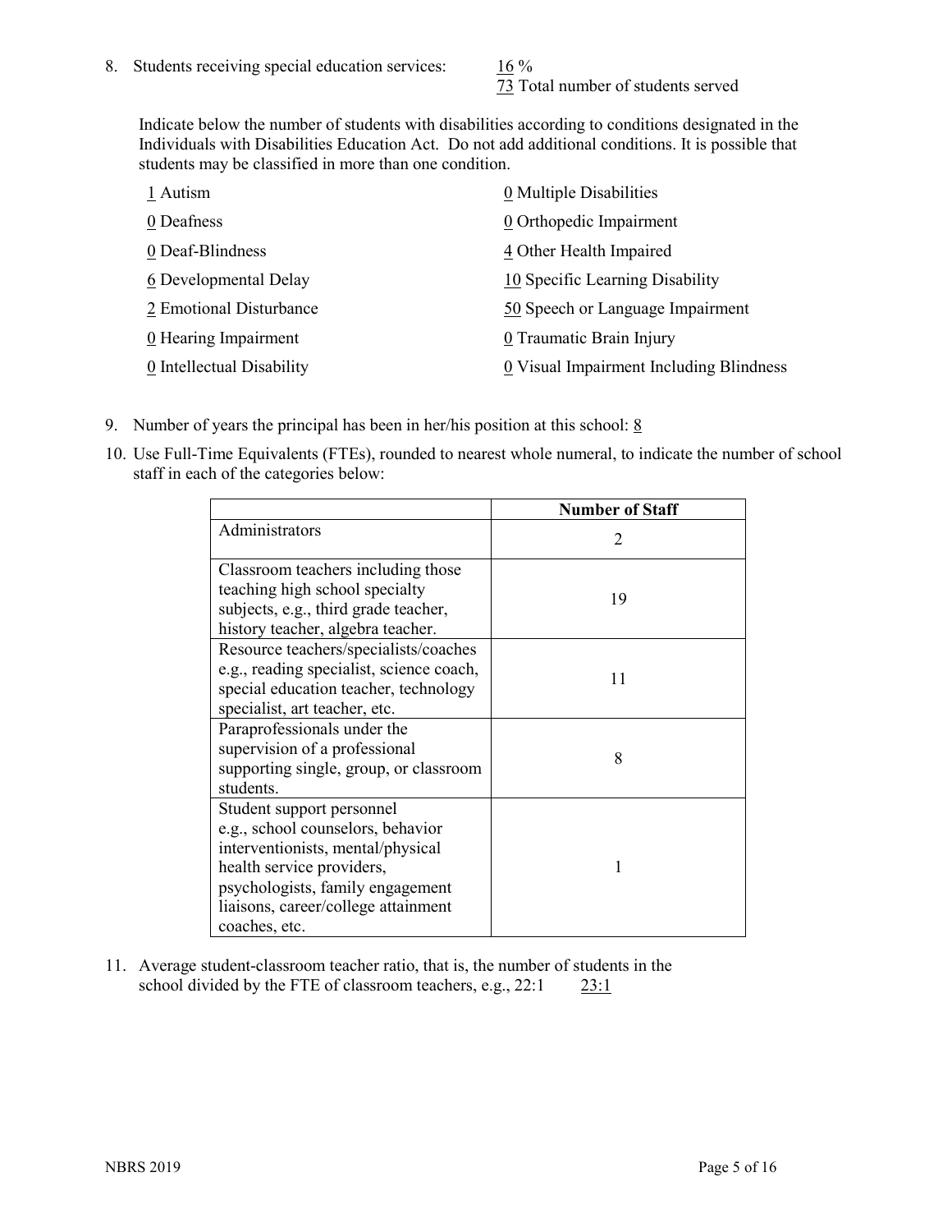8. Students receiving special education services: 16 %
73 Total number of students served

Indicate below the number of students with disabilities according to conditions designated in the Individuals with Disabilities Education Act. Do not add additional conditions. It is possible that students may be classified in more than one condition.

| | |
|---|---|
| 1 Autism | 0 Multiple Disabilities |
| 0 Deafness | 0 Orthopedic Impairment |
| 0 Deaf-Blindness | 4 Other Health Impaired |
| 6 Developmental Delay | 10 Specific Learning Disability |
| 2 Emotional Disturbance | 50 Speech or Language Impairment |
| 0 Hearing Impairment | 0 Traumatic Brain Injury |
| 0 Intellectual Disability | 0 Visual Impairment Including Blindness |

9. Number of years the principal has been in her/his position at this school: 8

10. Use Full-Time Equivalents (FTEs), rounded to nearest whole numeral, to indicate the number of school staff in each of the categories below:

| | Number of Staff |
|---|---|
| Administrators | 2 |
| Classroom teachers including those teaching high school specialty subjects, e.g., third grade teacher, history teacher, algebra teacher. | 19 |
| Resource teachers/specialists/coaches e.g., reading specialist, science coach, special education teacher, technology specialist, art teacher, etc. | 11 |
| Paraprofessionals under the supervision of a professional supporting single, group, or classroom students. | 8 |
| Student support personnel e.g., school counselors, behavior interventionists, mental/physical health service providers, psychologists, family engagement liaisons, career/college attainment coaches, etc. | 1 |

11. Average student-classroom teacher ratio, that is, the number of students in the school divided by the FTE of classroom teachers, e.g., 22:1 23:1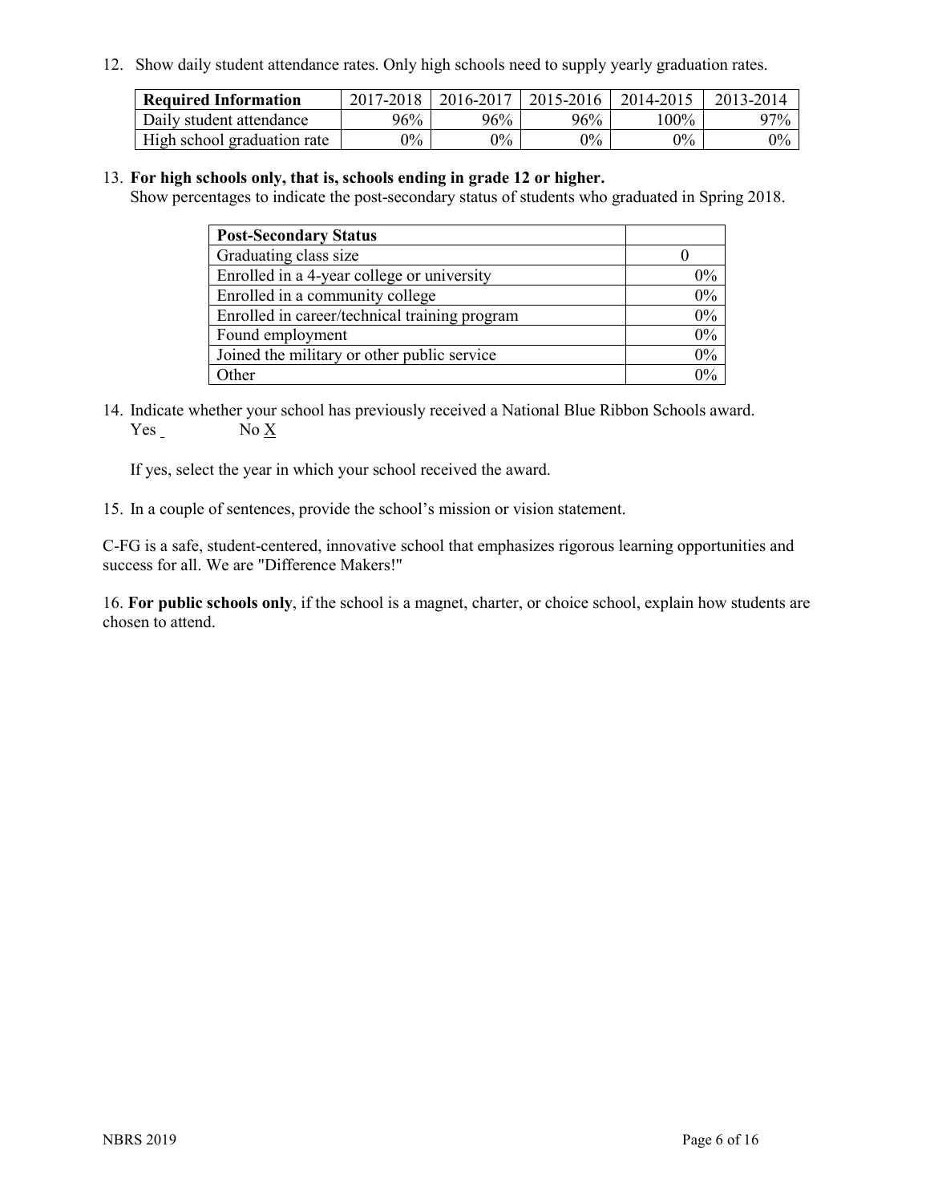12. Show daily student attendance rates. Only high schools need to supply yearly graduation rates.

| Required Information | 2017-2018 | 2016-2017 | 2015-2016 | 2014-2015 | 2013-2014 |
|---|---|---|---|---|---|
| Daily student attendance | 96% | 96% | 96% | 100% | 97% |
| High school graduation rate | 0% | 0% | 0% | 0% | 0% |

13. **For high schools only, that is, schools ending in grade 12 or higher.**
Show percentages to indicate the post-secondary status of students who graduated in Spring 2018.

| Post-Secondary Status | |
|---|---|
| Graduating class size | 0 |
| Enrolled in a 4-year college or university | 0% |
| Enrolled in a community college | 0% |
| Enrolled in career/technical training program | 0% |
| Found employment | 0% |
| Joined the military or other public service | 0% |
| Other | 0% |

14. Indicate whether your school has previously received a National Blue Ribbon Schools award.
Yes _ No X

If yes, select the year in which your school received the award.

15. In a couple of sentences, provide the school's mission or vision statement.

C-FG is a safe, student-centered, innovative school that emphasizes rigorous learning opportunities and success for all. We are "Difference Makers!"

16. **For public schools only**, if the school is a magnet, charter, or choice school, explain how students are chosen to attend.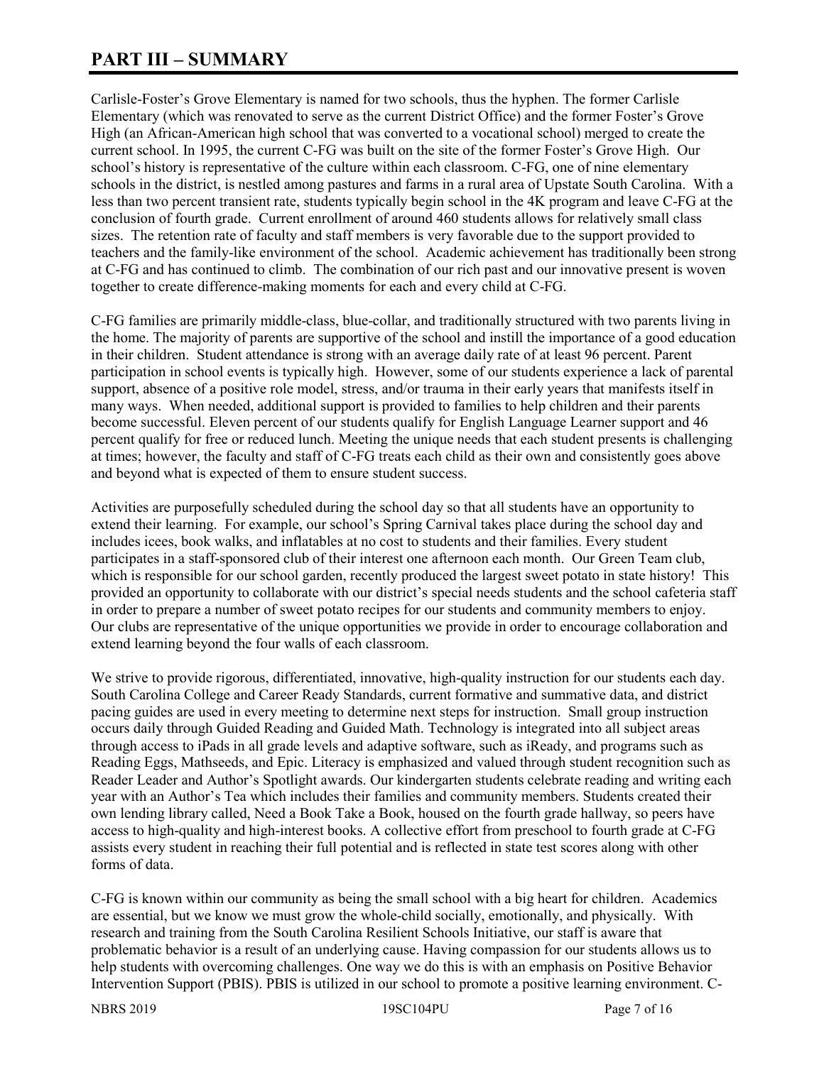# PART III – SUMMARY

Carlisle-Foster's Grove Elementary is named for two schools, thus the hyphen. The former Carlisle Elementary (which was renovated to serve as the current District Office) and the former Foster's Grove High (an African-American high school that was converted to a vocational school) merged to create the current school. In 1995, the current C-FG was built on the site of the former Foster's Grove High. Our school's history is representative of the culture within each classroom. C-FG, one of nine elementary schools in the district, is nestled among pastures and farms in a rural area of Upstate South Carolina. With a less than two percent transient rate, students typically begin school in the 4K program and leave C-FG at the conclusion of fourth grade. Current enrollment of around 460 students allows for relatively small class sizes. The retention rate of faculty and staff members is very favorable due to the support provided to teachers and the family-like environment of the school. Academic achievement has traditionally been strong at C-FG and has continued to climb. The combination of our rich past and our innovative present is woven together to create difference-making moments for each and every child at C-FG.

C-FG families are primarily middle-class, blue-collar, and traditionally structured with two parents living in the home. The majority of parents are supportive of the school and instill the importance of a good education in their children. Student attendance is strong with an average daily rate of at least 96 percent. Parent participation in school events is typically high. However, some of our students experience a lack of parental support, absence of a positive role model, stress, and/or trauma in their early years that manifests itself in many ways. When needed, additional support is provided to families to help children and their parents become successful. Eleven percent of our students qualify for English Language Learner support and 46 percent qualify for free or reduced lunch. Meeting the unique needs that each student presents is challenging at times; however, the faculty and staff of C-FG treats each child as their own and consistently goes above and beyond what is expected of them to ensure student success.

Activities are purposefully scheduled during the school day so that all students have an opportunity to extend their learning. For example, our school's Spring Carnival takes place during the school day and includes icees, book walks, and inflatables at no cost to students and their families. Every student participates in a staff-sponsored club of their interest one afternoon each month. Our Green Team club, which is responsible for our school garden, recently produced the largest sweet potato in state history! This provided an opportunity to collaborate with our district's special needs students and the school cafeteria staff in order to prepare a number of sweet potato recipes for our students and community members to enjoy. Our clubs are representative of the unique opportunities we provide in order to encourage collaboration and extend learning beyond the four walls of each classroom.

We strive to provide rigorous, differentiated, innovative, high-quality instruction for our students each day. South Carolina College and Career Ready Standards, current formative and summative data, and district pacing guides are used in every meeting to determine next steps for instruction. Small group instruction occurs daily through Guided Reading and Guided Math. Technology is integrated into all subject areas through access to iPads in all grade levels and adaptive software, such as iReady, and programs such as Reading Eggs, Mathseeds, and Epic. Literacy is emphasized and valued through student recognition such as Reader Leader and Author's Spotlight awards. Our kindergarten students celebrate reading and writing each year with an Author's Tea which includes their families and community members. Students created their own lending library called, Need a Book Take a Book, housed on the fourth grade hallway, so peers have access to high-quality and high-interest books. A collective effort from preschool to fourth grade at C-FG assists every student in reaching their full potential and is reflected in state test scores along with other forms of data.

C-FG is known within our community as being the small school with a big heart for children. Academics are essential, but we know we must grow the whole-child socially, emotionally, and physically. With research and training from the South Carolina Resilient Schools Initiative, our staff is aware that problematic behavior is a result of an underlying cause. Having compassion for our students allows us to help students with overcoming challenges. One way we do this is with an emphasis on Positive Behavior Intervention Support (PBIS). PBIS is utilized in our school to promote a positive learning environment. C-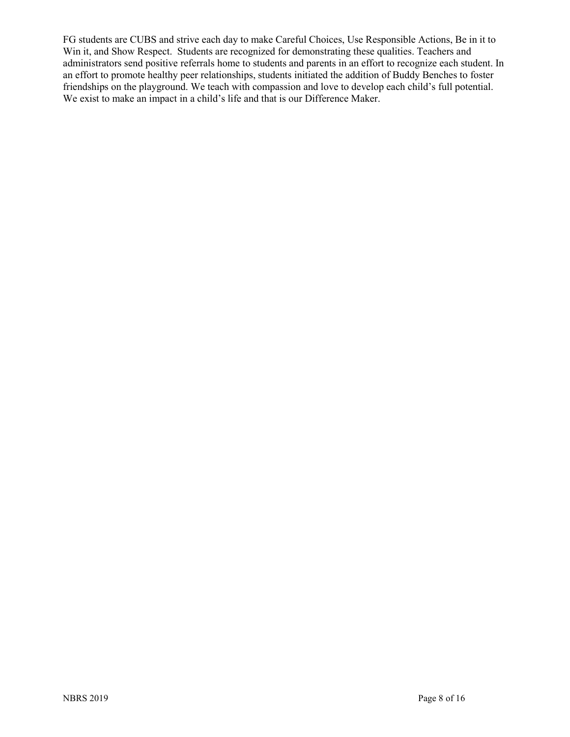FG students are CUBS and strive each day to make Careful Choices, Use Responsible Actions, Be in it to Win it, and Show Respect. Students are recognized for demonstrating these qualities. Teachers and administrators send positive referrals home to students and parents in an effort to recognize each student. In an effort to promote healthy peer relationships, students initiated the addition of Buddy Benches to foster friendships on the playground. We teach with compassion and love to develop each child's full potential. We exist to make an impact in a child's life and that is our Difference Maker.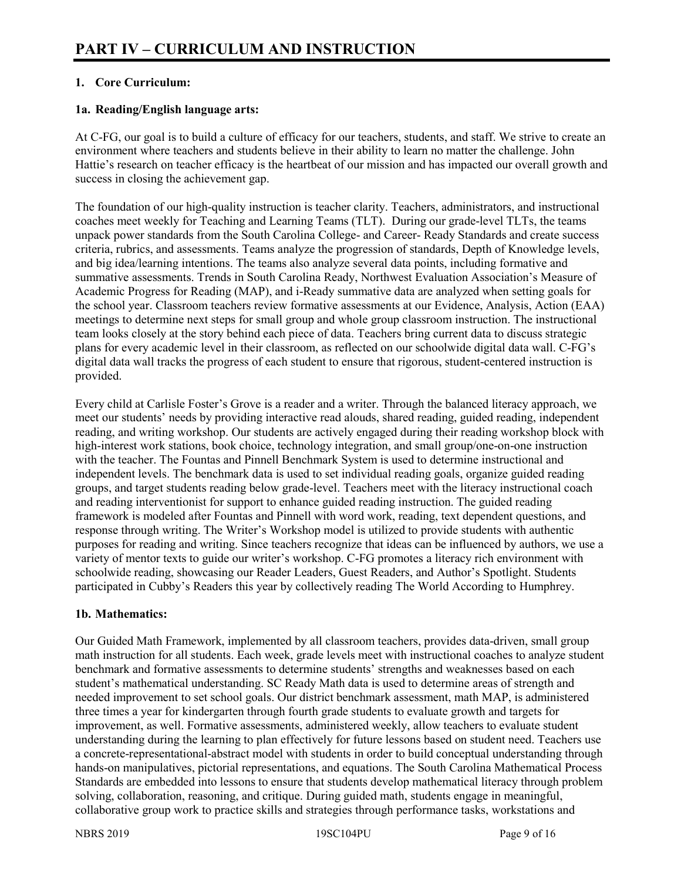# PART IV – CURRICULUM AND INSTRUCTION

## 1. Core Curriculum:

### 1a. Reading/English language arts:

At C-FG, our goal is to build a culture of efficacy for our teachers, students, and staff. We strive to create an environment where teachers and students believe in their ability to learn no matter the challenge. John Hattie's research on teacher efficacy is the heartbeat of our mission and has impacted our overall growth and success in closing the achievement gap.

The foundation of our high-quality instruction is teacher clarity. Teachers, administrators, and instructional coaches meet weekly for Teaching and Learning Teams (TLT). During our grade-level TLTs, the teams unpack power standards from the South Carolina College- and Career- Ready Standards and create success criteria, rubrics, and assessments. Teams analyze the progression of standards, Depth of Knowledge levels, and big idea/learning intentions. The teams also analyze several data points, including formative and summative assessments. Trends in South Carolina Ready, Northwest Evaluation Association's Measure of Academic Progress for Reading (MAP), and i-Ready summative data are analyzed when setting goals for the school year. Classroom teachers review formative assessments at our Evidence, Analysis, Action (EAA) meetings to determine next steps for small group and whole group classroom instruction. The instructional team looks closely at the story behind each piece of data. Teachers bring current data to discuss strategic plans for every academic level in their classroom, as reflected on our schoolwide digital data wall. C-FG's digital data wall tracks the progress of each student to ensure that rigorous, student-centered instruction is provided.

Every child at Carlisle Foster's Grove is a reader and a writer. Through the balanced literacy approach, we meet our students' needs by providing interactive read alouds, shared reading, guided reading, independent reading, and writing workshop. Our students are actively engaged during their reading workshop block with high-interest work stations, book choice, technology integration, and small group/one-on-one instruction with the teacher. The Fountas and Pinnell Benchmark System is used to determine instructional and independent levels. The benchmark data is used to set individual reading goals, organize guided reading groups, and target students reading below grade-level. Teachers meet with the literacy instructional coach and reading interventionist for support to enhance guided reading instruction. The guided reading framework is modeled after Fountas and Pinnell with word work, reading, text dependent questions, and response through writing. The Writer's Workshop model is utilized to provide students with authentic purposes for reading and writing. Since teachers recognize that ideas can be influenced by authors, we use a variety of mentor texts to guide our writer's workshop. C-FG promotes a literacy rich environment with schoolwide reading, showcasing our Reader Leaders, Guest Readers, and Author's Spotlight. Students participated in Cubby's Readers this year by collectively reading The World According to Humphrey.

### 1b. Mathematics:

Our Guided Math Framework, implemented by all classroom teachers, provides data-driven, small group math instruction for all students. Each week, grade levels meet with instructional coaches to analyze student benchmark and formative assessments to determine students' strengths and weaknesses based on each student's mathematical understanding. SC Ready Math data is used to determine areas of strength and needed improvement to set school goals. Our district benchmark assessment, math MAP, is administered three times a year for kindergarten through fourth grade students to evaluate growth and targets for improvement, as well. Formative assessments, administered weekly, allow teachers to evaluate student understanding during the learning to plan effectively for future lessons based on student need. Teachers use a concrete-representational-abstract model with students in order to build conceptual understanding through hands-on manipulatives, pictorial representations, and equations. The South Carolina Mathematical Process Standards are embedded into lessons to ensure that students develop mathematical literacy through problem solving, collaboration, reasoning, and critique. During guided math, students engage in meaningful, collaborative group work to practice skills and strategies through performance tasks, workstations and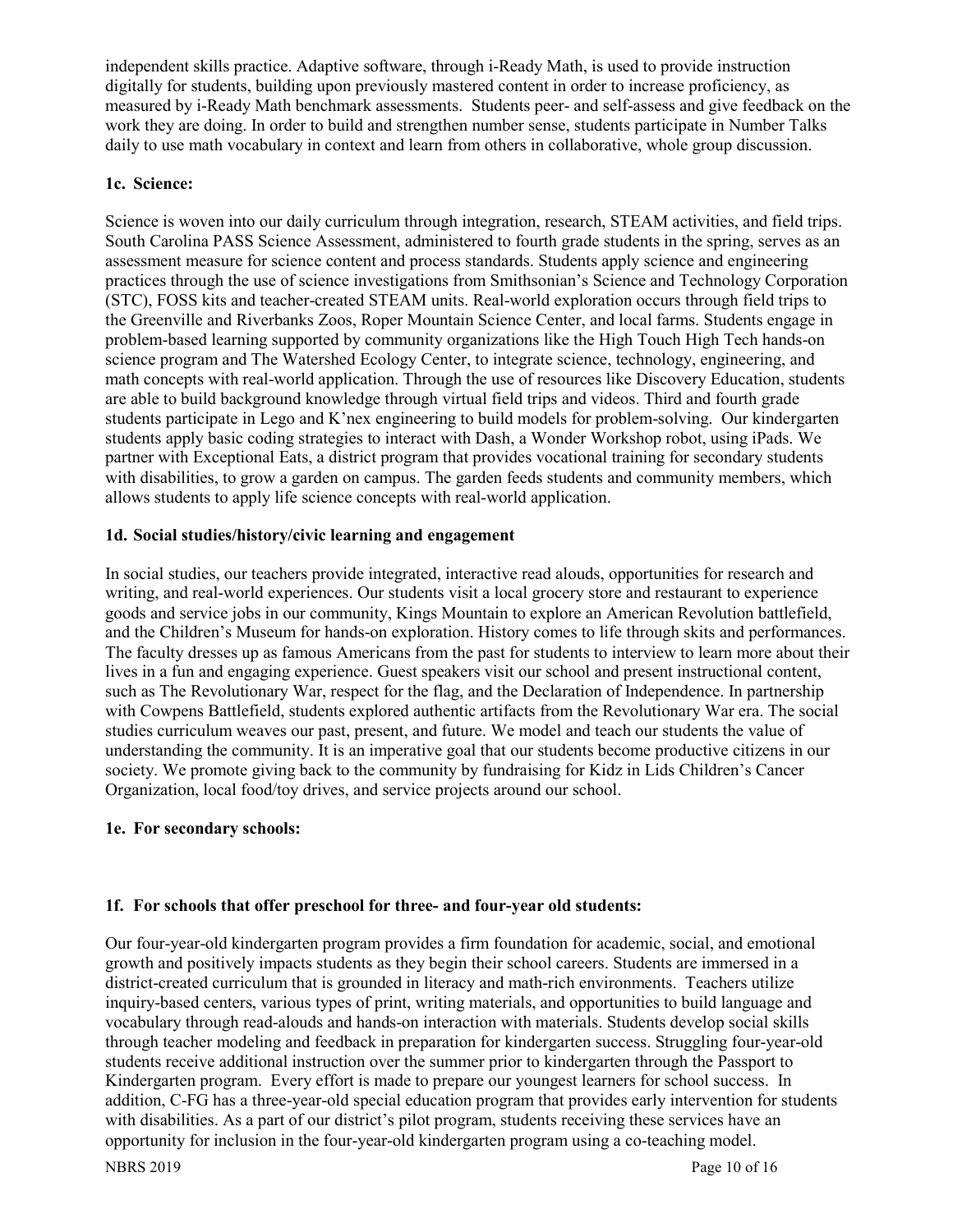independent skills practice. Adaptive software, through i-Ready Math, is used to provide instruction digitally for students, building upon previously mastered content in order to increase proficiency, as measured by i-Ready Math benchmark assessments. Students peer- and self-assess and give feedback on the work they are doing. In order to build and strengthen number sense, students participate in Number Talks daily to use math vocabulary in context and learn from others in collaborative, whole group discussion.

**1c. Science:**

Science is woven into our daily curriculum through integration, research, STEAM activities, and field trips. South Carolina PASS Science Assessment, administered to fourth grade students in the spring, serves as an assessment measure for science content and process standards. Students apply science and engineering practices through the use of science investigations from Smithsonian's Science and Technology Corporation (STC), FOSS kits and teacher-created STEAM units. Real-world exploration occurs through field trips to the Greenville and Riverbanks Zoos, Roper Mountain Science Center, and local farms. Students engage in problem-based learning supported by community organizations like the High Touch High Tech hands-on science program and The Watershed Ecology Center, to integrate science, technology, engineering, and math concepts with real-world application. Through the use of resources like Discovery Education, students are able to build background knowledge through virtual field trips and videos. Third and fourth grade students participate in Lego and K'nex engineering to build models for problem-solving. Our kindergarten students apply basic coding strategies to interact with Dash, a Wonder Workshop robot, using iPads. We partner with Exceptional Eats, a district program that provides vocational training for secondary students with disabilities, to grow a garden on campus. The garden feeds students and community members, which allows students to apply life science concepts with real-world application.

**1d. Social studies/history/civic learning and engagement**

In social studies, our teachers provide integrated, interactive read alouds, opportunities for research and writing, and real-world experiences. Our students visit a local grocery store and restaurant to experience goods and service jobs in our community, Kings Mountain to explore an American Revolution battlefield, and the Children's Museum for hands-on exploration. History comes to life through skits and performances. The faculty dresses up as famous Americans from the past for students to interview to learn more about their lives in a fun and engaging experience. Guest speakers visit our school and present instructional content, such as The Revolutionary War, respect for the flag, and the Declaration of Independence. In partnership with Cowpens Battlefield, students explored authentic artifacts from the Revolutionary War era. The social studies curriculum weaves our past, present, and future. We model and teach our students the value of understanding the community. It is an imperative goal that our students become productive citizens in our society. We promote giving back to the community by fundraising for Kidz in Lids Children's Cancer Organization, local food/toy drives, and service projects around our school.

**1e. For secondary schools:**

**1f. For schools that offer preschool for three- and four-year old students:**

Our four-year-old kindergarten program provides a firm foundation for academic, social, and emotional growth and positively impacts students as they begin their school careers. Students are immersed in a district-created curriculum that is grounded in literacy and math-rich environments. Teachers utilize inquiry-based centers, various types of print, writing materials, and opportunities to build language and vocabulary through read-alouds and hands-on interaction with materials. Students develop social skills through teacher modeling and feedback in preparation for kindergarten success. Struggling four-year-old students receive additional instruction over the summer prior to kindergarten through the Passport to Kindergarten program. Every effort is made to prepare our youngest learners for school success. In addition, C-FG has a three-year-old special education program that provides early intervention for students with disabilities. As a part of our district's pilot program, students receiving these services have an opportunity for inclusion in the four-year-old kindergarten program using a co-teaching model.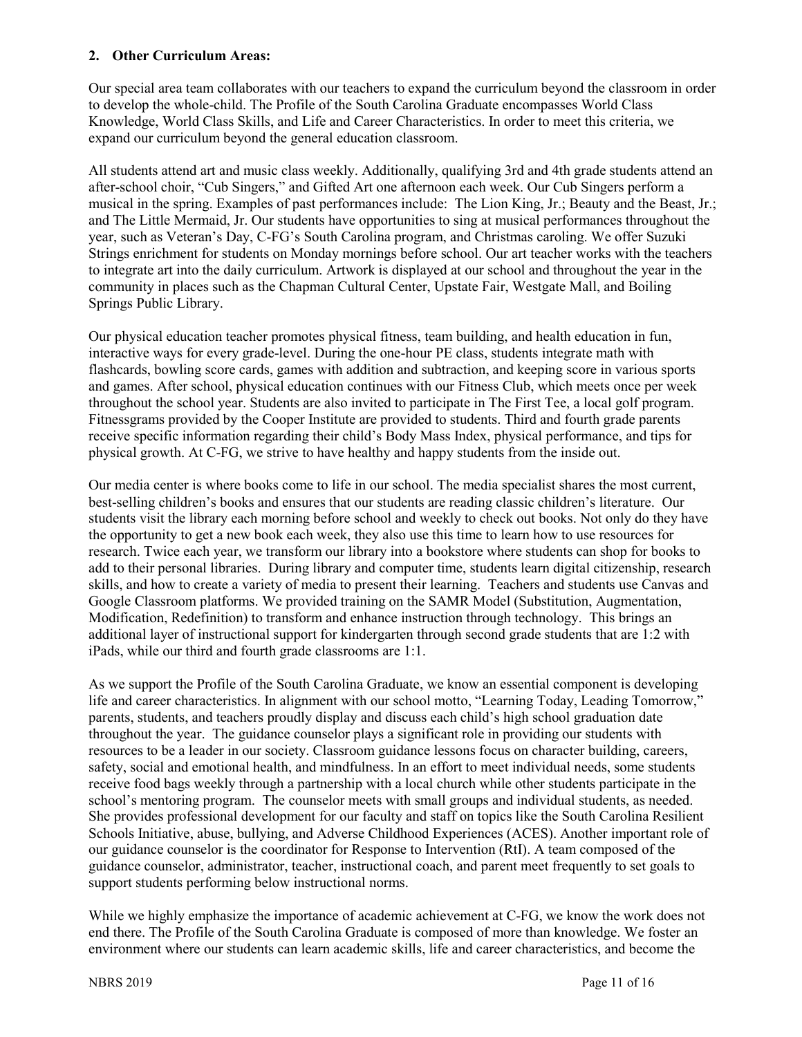**2. Other Curriculum Areas:**

Our special area team collaborates with our teachers to expand the curriculum beyond the classroom in order to develop the whole-child. The Profile of the South Carolina Graduate encompasses World Class Knowledge, World Class Skills, and Life and Career Characteristics. In order to meet this criteria, we expand our curriculum beyond the general education classroom.

All students attend art and music class weekly. Additionally, qualifying 3rd and 4th grade students attend an after-school choir, "Cub Singers," and Gifted Art one afternoon each week. Our Cub Singers perform a musical in the spring. Examples of past performances include: The Lion King, Jr.; Beauty and the Beast, Jr.; and The Little Mermaid, Jr. Our students have opportunities to sing at musical performances throughout the year, such as Veteran's Day, C-FG's South Carolina program, and Christmas caroling. We offer Suzuki Strings enrichment for students on Monday mornings before school. Our art teacher works with the teachers to integrate art into the daily curriculum. Artwork is displayed at our school and throughout the year in the community in places such as the Chapman Cultural Center, Upstate Fair, Westgate Mall, and Boiling Springs Public Library.

Our physical education teacher promotes physical fitness, team building, and health education in fun, interactive ways for every grade-level. During the one-hour PE class, students integrate math with flashcards, bowling score cards, games with addition and subtraction, and keeping score in various sports and games. After school, physical education continues with our Fitness Club, which meets once per week throughout the school year. Students are also invited to participate in The First Tee, a local golf program. Fitnessgrams provided by the Cooper Institute are provided to students. Third and fourth grade parents receive specific information regarding their child's Body Mass Index, physical performance, and tips for physical growth. At C-FG, we strive to have healthy and happy students from the inside out.

Our media center is where books come to life in our school. The media specialist shares the most current, best-selling children's books and ensures that our students are reading classic children's literature. Our students visit the library each morning before school and weekly to check out books. Not only do they have the opportunity to get a new book each week, they also use this time to learn how to use resources for research. Twice each year, we transform our library into a bookstore where students can shop for books to add to their personal libraries. During library and computer time, students learn digital citizenship, research skills, and how to create a variety of media to present their learning. Teachers and students use Canvas and Google Classroom platforms. We provided training on the SAMR Model (Substitution, Augmentation, Modification, Redefinition) to transform and enhance instruction through technology. This brings an additional layer of instructional support for kindergarten through second grade students that are 1:2 with iPads, while our third and fourth grade classrooms are 1:1.

As we support the Profile of the South Carolina Graduate, we know an essential component is developing life and career characteristics. In alignment with our school motto, "Learning Today, Leading Tomorrow," parents, students, and teachers proudly display and discuss each child's high school graduation date throughout the year. The guidance counselor plays a significant role in providing our students with resources to be a leader in our society. Classroom guidance lessons focus on character building, careers, safety, social and emotional health, and mindfulness. In an effort to meet individual needs, some students receive food bags weekly through a partnership with a local church while other students participate in the school's mentoring program. The counselor meets with small groups and individual students, as needed. She provides professional development for our faculty and staff on topics like the South Carolina Resilient Schools Initiative, abuse, bullying, and Adverse Childhood Experiences (ACES). Another important role of our guidance counselor is the coordinator for Response to Intervention (RtI). A team composed of the guidance counselor, administrator, teacher, instructional coach, and parent meet frequently to set goals to support students performing below instructional norms.

While we highly emphasize the importance of academic achievement at C-FG, we know the work does not end there. The Profile of the South Carolina Graduate is composed of more than knowledge. We foster an environment where our students can learn academic skills, life and career characteristics, and become the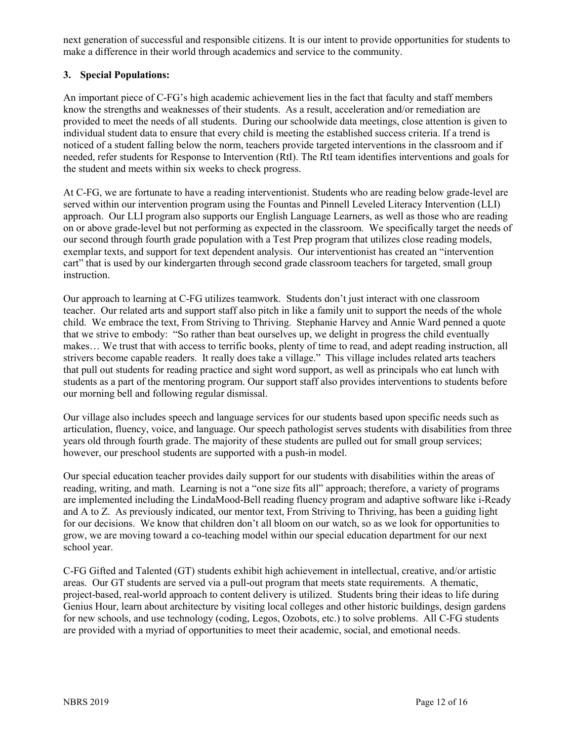next generation of successful and responsible citizens. It is our intent to provide opportunities for students to make a difference in their world through academics and service to the community.

**3. Special Populations:**

An important piece of C-FG's high academic achievement lies in the fact that faculty and staff members know the strengths and weaknesses of their students. As a result, acceleration and/or remediation are provided to meet the needs of all students. During our schoolwide data meetings, close attention is given to individual student data to ensure that every child is meeting the established success criteria. If a trend is noticed of a student falling below the norm, teachers provide targeted interventions in the classroom and if needed, refer students for Response to Intervention (RtI). The RtI team identifies interventions and goals for the student and meets within six weeks to check progress.

At C-FG, we are fortunate to have a reading interventionist. Students who are reading below grade-level are served within our intervention program using the Fountas and Pinnell Leveled Literacy Intervention (LLI) approach. Our LLI program also supports our English Language Learners, as well as those who are reading on or above grade-level but not performing as expected in the classroom. We specifically target the needs of our second through fourth grade population with a Test Prep program that utilizes close reading models, exemplar texts, and support for text dependent analysis. Our interventionist has created an "intervention cart" that is used by our kindergarten through second grade classroom teachers for targeted, small group instruction.

Our approach to learning at C-FG utilizes teamwork. Students don't just interact with one classroom teacher. Our related arts and support staff also pitch in like a family unit to support the needs of the whole child. We embrace the text, From Striving to Thriving. Stephanie Harvey and Annie Ward penned a quote that we strive to embody: "So rather than beat ourselves up, we delight in progress the child eventually makes… We trust that with access to terrific books, plenty of time to read, and adept reading instruction, all strivers become capable readers. It really does take a village." This village includes related arts teachers that pull out students for reading practice and sight word support, as well as principals who eat lunch with students as a part of the mentoring program. Our support staff also provides interventions to students before our morning bell and following regular dismissal.

Our village also includes speech and language services for our students based upon specific needs such as articulation, fluency, voice, and language. Our speech pathologist serves students with disabilities from three years old through fourth grade. The majority of these students are pulled out for small group services; however, our preschool students are supported with a push-in model.

Our special education teacher provides daily support for our students with disabilities within the areas of reading, writing, and math. Learning is not a "one size fits all" approach; therefore, a variety of programs are implemented including the LindaMood-Bell reading fluency program and adaptive software like i-Ready and A to Z. As previously indicated, our mentor text, From Striving to Thriving, has been a guiding light for our decisions. We know that children don't all bloom on our watch, so as we look for opportunities to grow, we are moving toward a co-teaching model within our special education department for our next school year.

C-FG Gifted and Talented (GT) students exhibit high achievement in intellectual, creative, and/or artistic areas. Our GT students are served via a pull-out program that meets state requirements. A thematic, project-based, real-world approach to content delivery is utilized. Students bring their ideas to life during Genius Hour, learn about architecture by visiting local colleges and other historic buildings, design gardens for new schools, and use technology (coding, Legos, Ozobots, etc.) to solve problems. All C-FG students are provided with a myriad of opportunities to meet their academic, social, and emotional needs.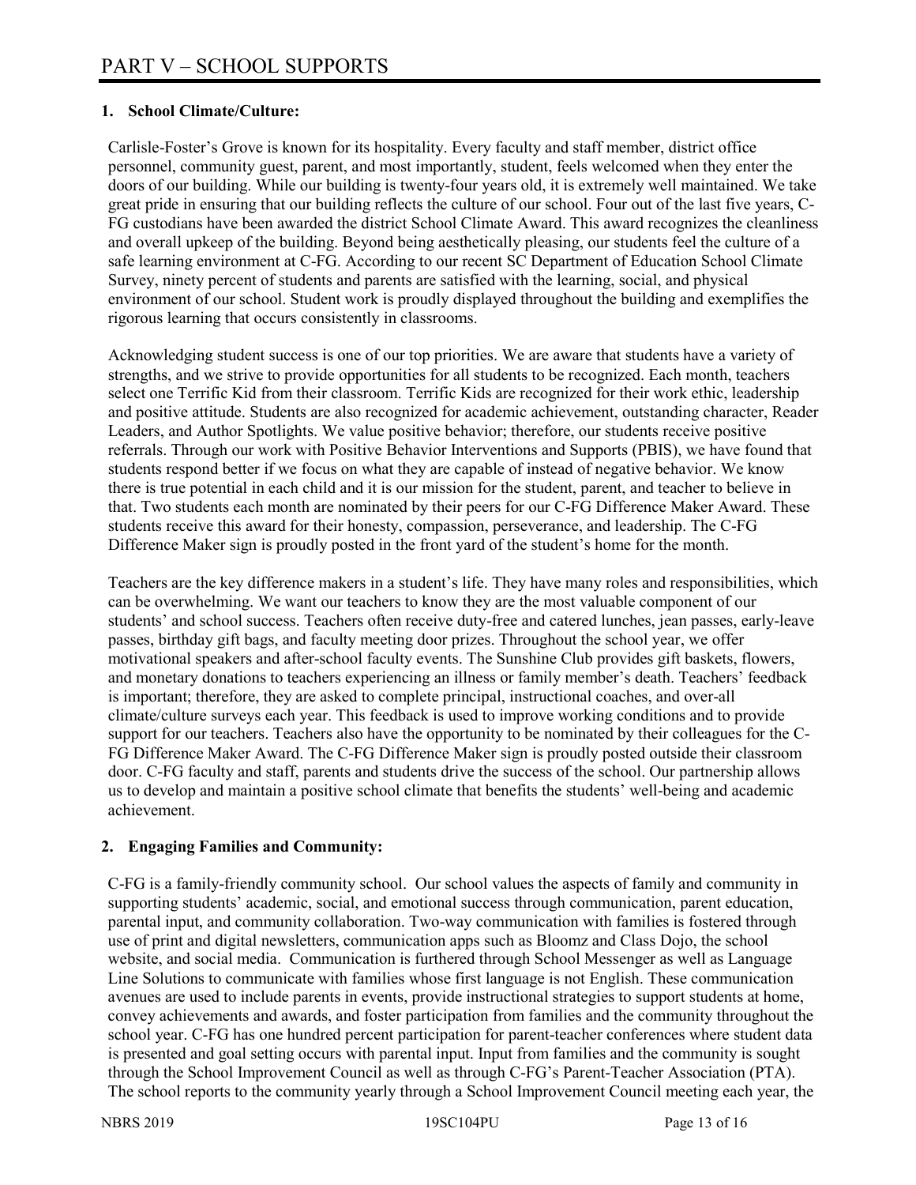# PART V – SCHOOL SUPPORTS

## 1. School Climate/Culture:

Carlisle-Foster's Grove is known for its hospitality. Every faculty and staff member, district office personnel, community guest, parent, and most importantly, student, feels welcomed when they enter the doors of our building. While our building is twenty-four years old, it is extremely well maintained. We take great pride in ensuring that our building reflects the culture of our school. Four out of the last five years, C-FG custodians have been awarded the district School Climate Award. This award recognizes the cleanliness and overall upkeep of the building. Beyond being aesthetically pleasing, our students feel the culture of a safe learning environment at C-FG. According to our recent SC Department of Education School Climate Survey, ninety percent of students and parents are satisfied with the learning, social, and physical environment of our school. Student work is proudly displayed throughout the building and exemplifies the rigorous learning that occurs consistently in classrooms.

Acknowledging student success is one of our top priorities. We are aware that students have a variety of strengths, and we strive to provide opportunities for all students to be recognized. Each month, teachers select one Terrific Kid from their classroom. Terrific Kids are recognized for their work ethic, leadership and positive attitude. Students are also recognized for academic achievement, outstanding character, Reader Leaders, and Author Spotlights. We value positive behavior; therefore, our students receive positive referrals. Through our work with Positive Behavior Interventions and Supports (PBIS), we have found that students respond better if we focus on what they are capable of instead of negative behavior. We know there is true potential in each child and it is our mission for the student, parent, and teacher to believe in that. Two students each month are nominated by their peers for our C-FG Difference Maker Award. These students receive this award for their honesty, compassion, perseverance, and leadership. The C-FG Difference Maker sign is proudly posted in the front yard of the student's home for the month.

Teachers are the key difference makers in a student's life. They have many roles and responsibilities, which can be overwhelming. We want our teachers to know they are the most valuable component of our students' and school success. Teachers often receive duty-free and catered lunches, jean passes, early-leave passes, birthday gift bags, and faculty meeting door prizes. Throughout the school year, we offer motivational speakers and after-school faculty events. The Sunshine Club provides gift baskets, flowers, and monetary donations to teachers experiencing an illness or family member's death. Teachers' feedback is important; therefore, they are asked to complete principal, instructional coaches, and over-all climate/culture surveys each year. This feedback is used to improve working conditions and to provide support for our teachers. Teachers also have the opportunity to be nominated by their colleagues for the C-FG Difference Maker Award. The C-FG Difference Maker sign is proudly posted outside their classroom door. C-FG faculty and staff, parents and students drive the success of the school. Our partnership allows us to develop and maintain a positive school climate that benefits the students' well-being and academic achievement.

## 2. Engaging Families and Community:

C-FG is a family-friendly community school. Our school values the aspects of family and community in supporting students' academic, social, and emotional success through communication, parent education, parental input, and community collaboration. Two-way communication with families is fostered through use of print and digital newsletters, communication apps such as Bloomz and Class Dojo, the school website, and social media. Communication is furthered through School Messenger as well as Language Line Solutions to communicate with families whose first language is not English. These communication avenues are used to include parents in events, provide instructional strategies to support students at home, convey achievements and awards, and foster participation from families and the community throughout the school year. C-FG has one hundred percent participation for parent-teacher conferences where student data is presented and goal setting occurs with parental input. Input from families and the community is sought through the School Improvement Council as well as through C-FG's Parent-Teacher Association (PTA). The school reports to the community yearly through a School Improvement Council meeting each year, the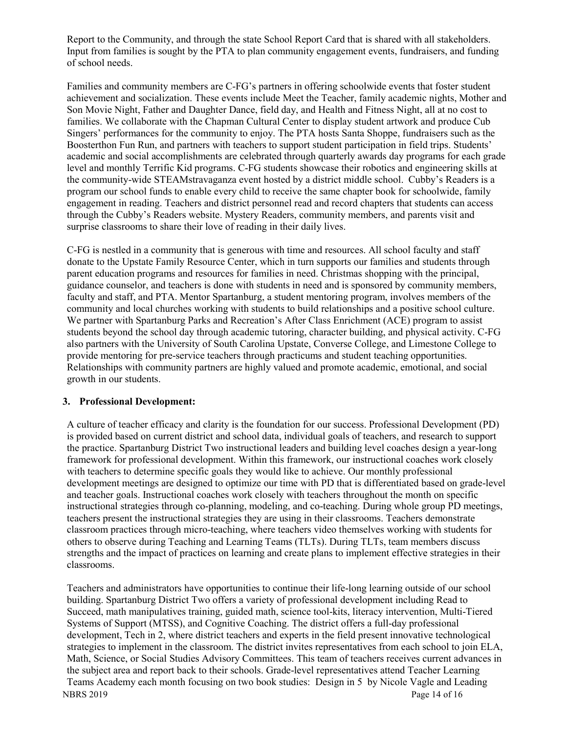Report to the Community, and through the state School Report Card that is shared with all stakeholders. Input from families is sought by the PTA to plan community engagement events, fundraisers, and funding of school needs.

Families and community members are C-FG's partners in offering schoolwide events that foster student achievement and socialization. These events include Meet the Teacher, family academic nights, Mother and Son Movie Night, Father and Daughter Dance, field day, and Health and Fitness Night, all at no cost to families. We collaborate with the Chapman Cultural Center to display student artwork and produce Cub Singers' performances for the community to enjoy. The PTA hosts Santa Shoppe, fundraisers such as the Boosterthon Fun Run, and partners with teachers to support student participation in field trips. Students' academic and social accomplishments are celebrated through quarterly awards day programs for each grade level and monthly Terrific Kid programs. C-FG students showcase their robotics and engineering skills at the community-wide STEAMstravaganza event hosted by a district middle school. Cubby's Readers is a program our school funds to enable every child to receive the same chapter book for schoolwide, family engagement in reading. Teachers and district personnel read and record chapters that students can access through the Cubby's Readers website. Mystery Readers, community members, and parents visit and surprise classrooms to share their love of reading in their daily lives.

C-FG is nestled in a community that is generous with time and resources. All school faculty and staff donate to the Upstate Family Resource Center, which in turn supports our families and students through parent education programs and resources for families in need. Christmas shopping with the principal, guidance counselor, and teachers is done with students in need and is sponsored by community members, faculty and staff, and PTA. Mentor Spartanburg, a student mentoring program, involves members of the community and local churches working with students to build relationships and a positive school culture. We partner with Spartanburg Parks and Recreation's After Class Enrichment (ACE) program to assist students beyond the school day through academic tutoring, character building, and physical activity. C-FG also partners with the University of South Carolina Upstate, Converse College, and Limestone College to provide mentoring for pre-service teachers through practicums and student teaching opportunities. Relationships with community partners are highly valued and promote academic, emotional, and social growth in our students.

## 3. Professional Development:

A culture of teacher efficacy and clarity is the foundation for our success. Professional Development (PD) is provided based on current district and school data, individual goals of teachers, and research to support the practice. Spartanburg District Two instructional leaders and building level coaches design a year-long framework for professional development. Within this framework, our instructional coaches work closely with teachers to determine specific goals they would like to achieve. Our monthly professional development meetings are designed to optimize our time with PD that is differentiated based on grade-level and teacher goals. Instructional coaches work closely with teachers throughout the month on specific instructional strategies through co-planning, modeling, and co-teaching. During whole group PD meetings, teachers present the instructional strategies they are using in their classrooms. Teachers demonstrate classroom practices through micro-teaching, where teachers video themselves working with students for others to observe during Teaching and Learning Teams (TLTs). During TLTs, team members discuss strengths and the impact of practices on learning and create plans to implement effective strategies in their classrooms.

Teachers and administrators have opportunities to continue their life-long learning outside of our school building. Spartanburg District Two offers a variety of professional development including Read to Succeed, math manipulatives training, guided math, science tool-kits, literacy intervention, Multi-Tiered Systems of Support (MTSS), and Cognitive Coaching. The district offers a full-day professional development, Tech in 2, where district teachers and experts in the field present innovative technological strategies to implement in the classroom. The district invites representatives from each school to join ELA, Math, Science, or Social Studies Advisory Committees. This team of teachers receives current advances in the subject area and report back to their schools. Grade-level representatives attend Teacher Learning Teams Academy each month focusing on two book studies: Design in 5 by Nicole Vagle and Leading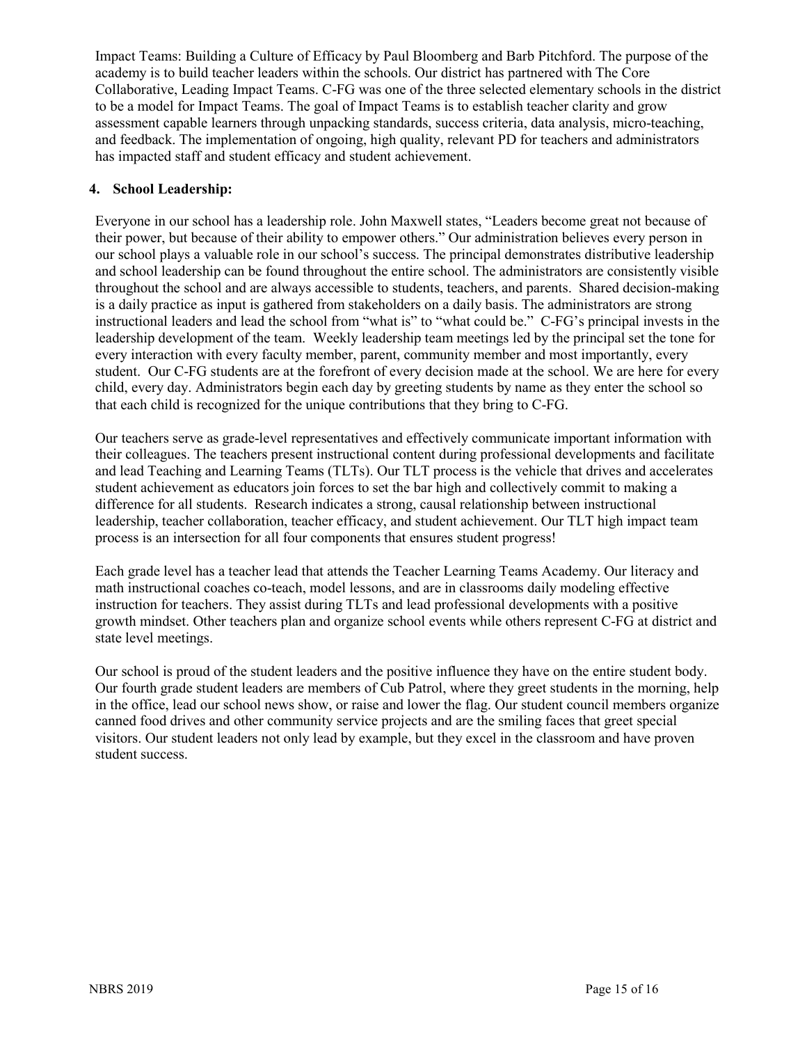Impact Teams: Building a Culture of Efficacy by Paul Bloomberg and Barb Pitchford. The purpose of the academy is to build teacher leaders within the schools. Our district has partnered with The Core Collaborative, Leading Impact Teams. C-FG was one of the three selected elementary schools in the district to be a model for Impact Teams. The goal of Impact Teams is to establish teacher clarity and grow assessment capable learners through unpacking standards, success criteria, data analysis, micro-teaching, and feedback. The implementation of ongoing, high quality, relevant PD for teachers and administrators has impacted staff and student efficacy and student achievement.

**4. School Leadership:**

Everyone in our school has a leadership role. John Maxwell states, "Leaders become great not because of their power, but because of their ability to empower others." Our administration believes every person in our school plays a valuable role in our school's success. The principal demonstrates distributive leadership and school leadership can be found throughout the entire school. The administrators are consistently visible throughout the school and are always accessible to students, teachers, and parents. Shared decision-making is a daily practice as input is gathered from stakeholders on a daily basis. The administrators are strong instructional leaders and lead the school from "what is" to "what could be." C-FG's principal invests in the leadership development of the team. Weekly leadership team meetings led by the principal set the tone for every interaction with every faculty member, parent, community member and most importantly, every student. Our C-FG students are at the forefront of every decision made at the school. We are here for every child, every day. Administrators begin each day by greeting students by name as they enter the school so that each child is recognized for the unique contributions that they bring to C-FG.

Our teachers serve as grade-level representatives and effectively communicate important information with their colleagues. The teachers present instructional content during professional developments and facilitate and lead Teaching and Learning Teams (TLTs). Our TLT process is the vehicle that drives and accelerates student achievement as educators join forces to set the bar high and collectively commit to making a difference for all students. Research indicates a strong, causal relationship between instructional leadership, teacher collaboration, teacher efficacy, and student achievement. Our TLT high impact team process is an intersection for all four components that ensures student progress!

Each grade level has a teacher lead that attends the Teacher Learning Teams Academy. Our literacy and math instructional coaches co-teach, model lessons, and are in classrooms daily modeling effective instruction for teachers. They assist during TLTs and lead professional developments with a positive growth mindset. Other teachers plan and organize school events while others represent C-FG at district and state level meetings.

Our school is proud of the student leaders and the positive influence they have on the entire student body. Our fourth grade student leaders are members of Cub Patrol, where they greet students in the morning, help in the office, lead our school news show, or raise and lower the flag. Our student council members organize canned food drives and other community service projects and are the smiling faces that greet special visitors. Our student leaders not only lead by example, but they excel in the classroom and have proven student success.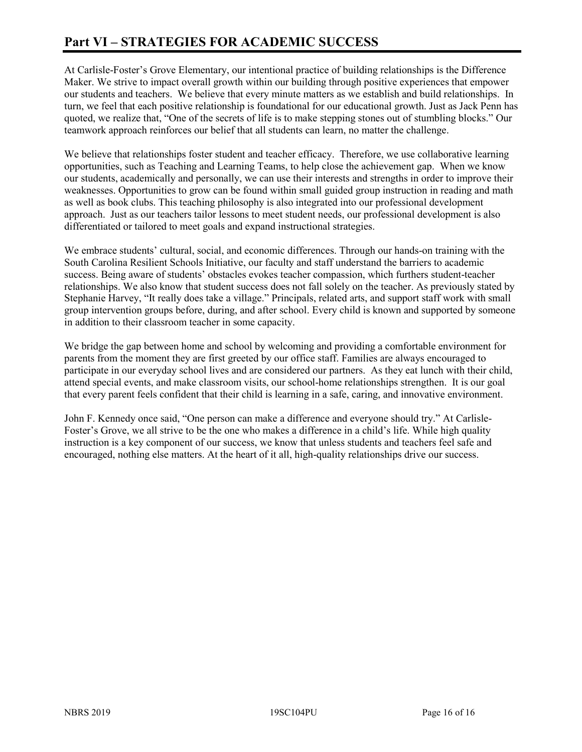# Part VI – STRATEGIES FOR ACADEMIC SUCCESS

At Carlisle-Foster's Grove Elementary, our intentional practice of building relationships is the Difference Maker. We strive to impact overall growth within our building through positive experiences that empower our students and teachers. We believe that every minute matters as we establish and build relationships. In turn, we feel that each positive relationship is foundational for our educational growth. Just as Jack Penn has quoted, we realize that, "One of the secrets of life is to make stepping stones out of stumbling blocks." Our teamwork approach reinforces our belief that all students can learn, no matter the challenge.

We believe that relationships foster student and teacher efficacy. Therefore, we use collaborative learning opportunities, such as Teaching and Learning Teams, to help close the achievement gap. When we know our students, academically and personally, we can use their interests and strengths in order to improve their weaknesses. Opportunities to grow can be found within small guided group instruction in reading and math as well as book clubs. This teaching philosophy is also integrated into our professional development approach. Just as our teachers tailor lessons to meet student needs, our professional development is also differentiated or tailored to meet goals and expand instructional strategies.

We embrace students' cultural, social, and economic differences. Through our hands-on training with the South Carolina Resilient Schools Initiative, our faculty and staff understand the barriers to academic success. Being aware of students' obstacles evokes teacher compassion, which furthers student-teacher relationships. We also know that student success does not fall solely on the teacher. As previously stated by Stephanie Harvey, "It really does take a village." Principals, related arts, and support staff work with small group intervention groups before, during, and after school. Every child is known and supported by someone in addition to their classroom teacher in some capacity.

We bridge the gap between home and school by welcoming and providing a comfortable environment for parents from the moment they are first greeted by our office staff. Families are always encouraged to participate in our everyday school lives and are considered our partners. As they eat lunch with their child, attend special events, and make classroom visits, our school-home relationships strengthen. It is our goal that every parent feels confident that their child is learning in a safe, caring, and innovative environment.

John F. Kennedy once said, "One person can make a difference and everyone should try." At Carlisle-Foster's Grove, we all strive to be the one who makes a difference in a child's life. While high quality instruction is a key component of our success, we know that unless students and teachers feel safe and encouraged, nothing else matters. At the heart of it all, high-quality relationships drive our success.